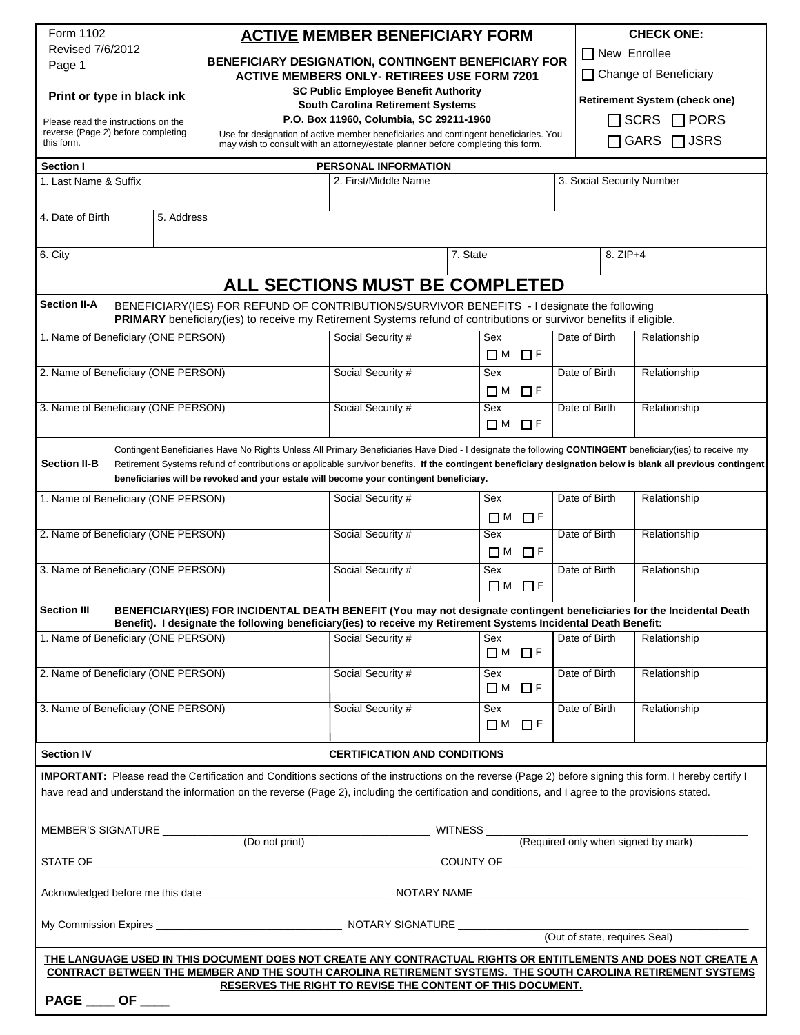Form 1102
Revised 7/6/2012
Page 1

**Print or type in black ink**

Please read the instructions on the reverse (Page 2) before completing this form.

# ACTIVE MEMBER BENEFICIARY FORM

**BENEFICIARY DESIGNATION, CONTINGENT BENEFICIARY FOR ACTIVE MEMBERS ONLY- RETIREES USE FORM 7201**

**SC Public Employee Benefit Authority**
**South Carolina Retirement Systems**
**P.O. Box 11960, Columbia, SC 29211-1960**

Use for designation of active member beneficiaries and contingent beneficiaries. You may wish to consult with an attorney/estate planner before completing this form.

**CHECK ONE:**

☐ New Enrollee
☐ Change of Beneficiary

**Retirement System (check one)**

☐ SCRS ☐ PORS
☐ GARS ☐ JSRS

## Section I — PERSONAL INFORMATION

| 1. Last Name & Suffix | 2. First/Middle Name | 3. Social Security Number |
|---|---|---|
| | | |

| 4. Date of Birth | 5. Address |
|---|---|
| | |

| 6. City | 7. State | 8. ZIP+4 |
|---|---|---|
| | | |

## ALL SECTIONS MUST BE COMPLETED

**Section II-A** BENEFICIARY(IES) FOR REFUND OF CONTRIBUTIONS/SURVIVOR BENEFITS - I designate the following **PRIMARY** beneficiary(ies) to receive my Retirement Systems refund of contributions or survivor benefits if eligible.

| Name of Beneficiary (ONE PERSON) | Social Security # | Sex | Date of Birth | Relationship |
|---|---|---|---|---|
| 1. | | ☐ M ☐ F | | |
| 2. | | ☐ M ☐ F | | |
| 3. | | ☐ M ☐ F | | |

**Section II-B** Contingent Beneficiaries Have No Rights Unless All Primary Beneficiaries Have Died - I designate the following **CONTINGENT** beneficiary(ies) to receive my Retirement Systems refund of contributions or applicable survivor benefits. **If the contingent beneficiary designation below is blank all previous contingent beneficiaries will be revoked and your estate will become your contingent beneficiary.**

| Name of Beneficiary (ONE PERSON) | Social Security # | Sex | Date of Birth | Relationship |
|---|---|---|---|---|
| 1. | | ☐ M ☐ F | | |
| 2. | | ☐ M ☐ F | | |
| 3. | | ☐ M ☐ F | | |

**Section III BENEFICIARY(IES) FOR INCIDENTAL DEATH BENEFIT (You may not designate contingent beneficiaries for the Incidental Death Benefit). I designate the following beneficiary(ies) to receive my Retirement Systems Incidental Death Benefit:**

| Name of Beneficiary (ONE PERSON) | Social Security # | Sex | Date of Birth | Relationship |
|---|---|---|---|---|
| 1. | | ☐ M ☐ F | | |
| 2. | | ☐ M ☐ F | | |
| 3. | | ☐ M ☐ F | | |

## Section IV — CERTIFICATION AND CONDITIONS

**IMPORTANT:** Please read the Certification and Conditions sections of the instructions on the reverse (Page 2) before signing this form. I hereby certify I have read and understand the information on the reverse (Page 2), including the certification and conditions, and I agree to the provisions stated.

MEMBER'S SIGNATURE ______________________ (Do not print) WITNESS ______________________ (Required only when signed by mark)

STATE OF ______________________ COUNTY OF ______________________

Acknowledged before me this date ______________________ NOTARY NAME ______________________

My Commission Expires ______________________ NOTARY SIGNATURE ______________________ (Out of state, requires Seal)

**THE LANGUAGE USED IN THIS DOCUMENT DOES NOT CREATE ANY CONTRACTUAL RIGHTS OR ENTITLEMENTS AND DOES NOT CREATE A CONTRACT BETWEEN THE MEMBER AND THE SOUTH CAROLINA RETIREMENT SYSTEMS. THE SOUTH CAROLINA RETIREMENT SYSTEMS RESERVES THE RIGHT TO REVISE THE CONTENT OF THIS DOCUMENT.**

**PAGE ____ OF ____**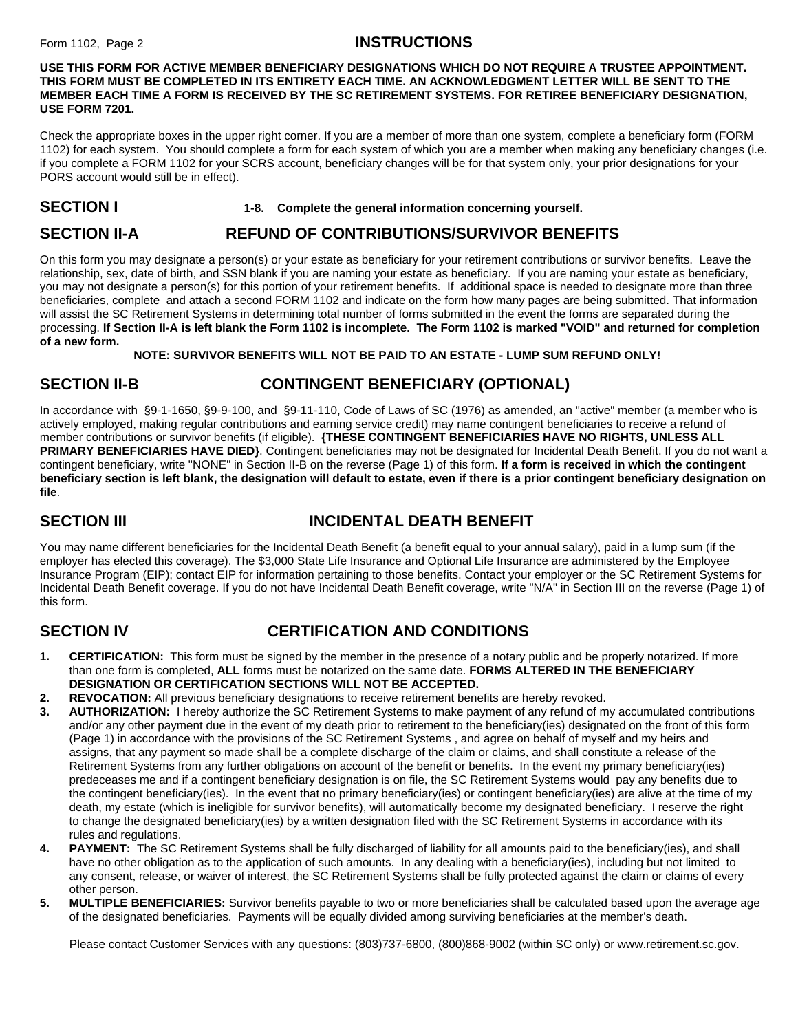# INSTRUCTIONS

**USE THIS FORM FOR ACTIVE MEMBER BENEFICIARY DESIGNATIONS WHICH DO NOT REQUIRE A TRUSTEE APPOINTMENT. THIS FORM MUST BE COMPLETED IN ITS ENTIRETY EACH TIME. AN ACKNOWLEDGMENT LETTER WILL BE SENT TO THE MEMBER EACH TIME A FORM IS RECEIVED BY THE SC RETIREMENT SYSTEMS. FOR RETIREE BENEFICIARY DESIGNATION, USE FORM 7201.**

Check the appropriate boxes in the upper right corner. If you are a member of more than one system, complete a beneficiary form (FORM 1102) for each system. You should complete a form for each system of which you are a member when making any beneficiary changes (i.e. if you complete a FORM 1102 for your SCRS account, beneficiary changes will be for that system only, your prior designations for your PORS account would still be in effect).

## SECTION I

**1-8. Complete the general information concerning yourself.**

## SECTION II-A REFUND OF CONTRIBUTIONS/SURVIVOR BENEFITS

On this form you may designate a person(s) or your estate as beneficiary for your retirement contributions or survivor benefits. Leave the relationship, sex, date of birth, and SSN blank if you are naming your estate as beneficiary. If you are naming your estate as beneficiary, you may not designate a person(s) for this portion of your retirement benefits. If additional space is needed to designate more than three beneficiaries, complete and attach a second FORM 1102 and indicate on the form how many pages are being submitted. That information will assist the SC Retirement Systems in determining total number of forms submitted in the event the forms are separated during the processing. **If Section II-A is left blank the Form 1102 is incomplete. The Form 1102 is marked "VOID" and returned for completion of a new form.**

**NOTE: SURVIVOR BENEFITS WILL NOT BE PAID TO AN ESTATE - LUMP SUM REFUND ONLY!**

## SECTION II-B CONTINGENT BENEFICIARY (OPTIONAL)

In accordance with §9-1-1650, §9-9-100, and §9-11-110, Code of Laws of SC (1976) as amended, an "active" member (a member who is actively employed, making regular contributions and earning service credit) may name contingent beneficiaries to receive a refund of member contributions or survivor benefits (if eligible). **{THESE CONTINGENT BENEFICIARIES HAVE NO RIGHTS, UNLESS ALL PRIMARY BENEFICIARIES HAVE DIED}**. Contingent beneficiaries may not be designated for Incidental Death Benefit. If you do not want a contingent beneficiary, write "NONE" in Section II-B on the reverse (Page 1) of this form. **If a form is received in which the contingent beneficiary section is left blank, the designation will default to estate, even if there is a prior contingent beneficiary designation on file**.

## SECTION III INCIDENTAL DEATH BENEFIT

You may name different beneficiaries for the Incidental Death Benefit (a benefit equal to your annual salary), paid in a lump sum (if the employer has elected this coverage). The $3,000 State Life Insurance and Optional Life Insurance are administered by the Employee Insurance Program (EIP); contact EIP for information pertaining to those benefits. Contact your employer or the SC Retirement Systems for Incidental Death Benefit coverage. If you do not have Incidental Death Benefit coverage, write "N/A" in Section III on the reverse (Page 1) of this form.

## SECTION IV CERTIFICATION AND CONDITIONS

1. **CERTIFICATION:** This form must be signed by the member in the presence of a notary public and be properly notarized. If more than one form is completed, **ALL** forms must be notarized on the same date. **FORMS ALTERED IN THE BENEFICIARY DESIGNATION OR CERTIFICATION SECTIONS WILL NOT BE ACCEPTED.**
2. **REVOCATION:** All previous beneficiary designations to receive retirement benefits are hereby revoked.
3. **AUTHORIZATION:** I hereby authorize the SC Retirement Systems to make payment of any refund of my accumulated contributions and/or any other payment due in the event of my death prior to retirement to the beneficiary(ies) designated on the front of this form (Page 1) in accordance with the provisions of the SC Retirement Systems , and agree on behalf of myself and my heirs and assigns, that any payment so made shall be a complete discharge of the claim or claims, and shall constitute a release of the Retirement Systems from any further obligations on account of the benefit or benefits. In the event my primary beneficiary(ies) predeceases me and if a contingent beneficiary designation is on file, the SC Retirement Systems would pay any benefits due to the contingent beneficiary(ies). In the event that no primary beneficiary(ies) or contingent beneficiary(ies) are alive at the time of my death, my estate (which is ineligible for survivor benefits), will automatically become my designated beneficiary. I reserve the right to change the designated beneficiary(ies) by a written designation filed with the SC Retirement Systems in accordance with its rules and regulations.
4. **PAYMENT:** The SC Retirement Systems shall be fully discharged of liability for all amounts paid to the beneficiary(ies), and shall have no other obligation as to the application of such amounts. In any dealing with a beneficiary(ies), including but not limited to any consent, release, or waiver of interest, the SC Retirement Systems shall be fully protected against the claim or claims of every other person.
5. **MULTIPLE BENEFICIARIES:** Survivor benefits payable to two or more beneficiaries shall be calculated based upon the average age of the designated beneficiaries. Payments will be equally divided among surviving beneficiaries at the member's death.

Please contact Customer Services with any questions: (803)737-6800, (800)868-9002 (within SC only) or www.retirement.sc.gov.